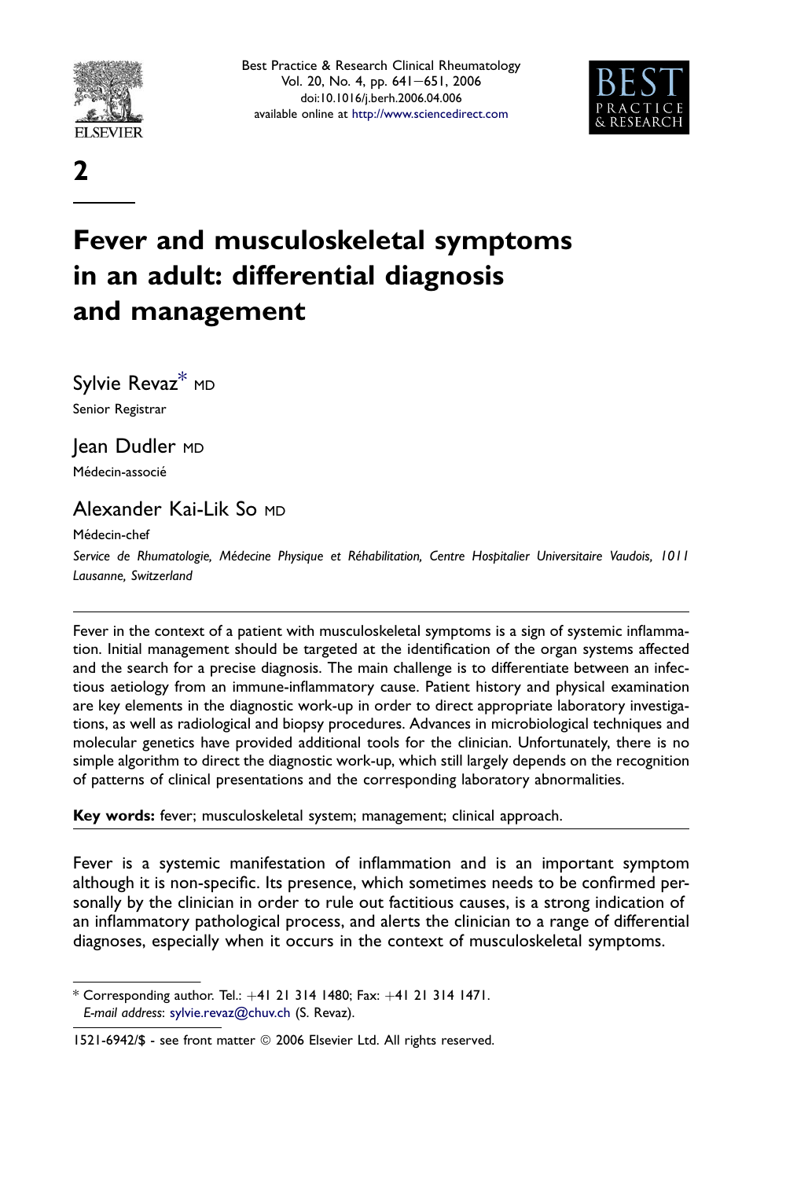2

# Fever and musculoskeletal symptoms in an adult: differential diagnosis and management

Sylvie Revaz* MD

Senior Registrar

Jean Dudler MD

Médecin-associé

Alexander Kai-Lik So MD

Médecin-chef

*Service de Rhumatologie, Médecine Physique et Réhabilitation, Centre Hospitalier Universitaire Vaudois, 1011 Lausanne, Switzerland*

---

Fever in the context of a patient with musculoskeletal symptoms is a sign of systemic inflammation. Initial management should be targeted at the identification of the organ systems affected and the search for a precise diagnosis. The main challenge is to differentiate between an infectious aetiology from an immune-inflammatory cause. Patient history and physical examination are key elements in the diagnostic work-up in order to direct appropriate laboratory investigations, as well as radiological and biopsy procedures. Advances in microbiological techniques and molecular genetics have provided additional tools for the clinician. Unfortunately, there is no simple algorithm to direct the diagnostic work-up, which still largely depends on the recognition of patterns of clinical presentations and the corresponding laboratory abnormalities.

**Key words:** fever; musculoskeletal system; management; clinical approach.

---

Fever is a systemic manifestation of inflammation and is an important symptom although it is non-specific. Its presence, which sometimes needs to be confirmed personally by the clinician in order to rule out factitious causes, is a strong indication of an inflammatory pathological process, and alerts the clinician to a range of differential diagnoses, especially when it occurs in the context of musculoskeletal symptoms.

---

\* Corresponding author. Tel.: +41 21 314 1480; Fax: +41 21 314 1471.
*E-mail address*: sylvie.revaz@chuv.ch (S. Revaz).

1521-6942/$ - see front matter © 2006 Elsevier Ltd. All rights reserved.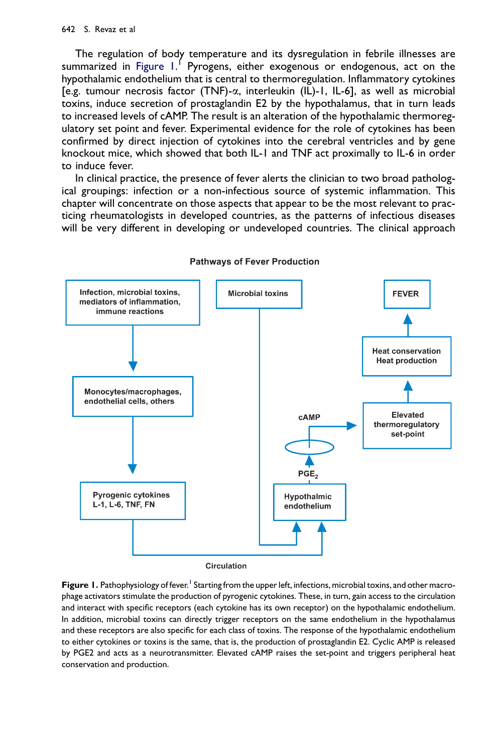The regulation of body temperature and its dysregulation in febrile illnesses are summarized in Figure 1.[1] Pyrogens, either exogenous or endogenous, act on the hypothalamic endothelium that is central to thermoregulation. Inflammatory cytokines [e.g. tumour necrosis factor (TNF)-$\alpha$, interleukin (IL)-1, IL-6], as well as microbial toxins, induce secretion of prostaglandin E2 by the hypothalamus, that in turn leads to increased levels of cAMP. The result is an alteration of the hypothalamic thermoregulatory set point and fever. Experimental evidence for the role of cytokines has been confirmed by direct injection of cytokines into the cerebral ventricles and by gene knockout mice, which showed that both IL-1 and TNF act proximally to IL-6 in order to induce fever.

In clinical practice, the presence of fever alerts the clinician to two broad pathological groupings: infection or a non-infectious source of systemic inflammation. This chapter will concentrate on those aspects that appear to be the most relevant to practicing rheumatologists in developed countries, as the patterns of infectious diseases will be very different in developing or undeveloped countries. The clinical approach

**Pathways of Fever Production**

Infection, microbial toxins, mediators of inflammation, immune reactions → Monocytes/macrophages, endothelial cells, others → Pyrogenic cytokines L-1, L-6, TNF, FN → Circulation → Hypothalmic endothelium

Microbial toxins → Hypothalmic endothelium

Hypothalmic endothelium → $PGE_2$ → cAMP → Elevated thermoregulatory set-point → Heat conservation Heat production → FEVER

**Figure 1.** Pathophysiology of fever.[1] Starting from the upper left, infections, microbial toxins, and other macrophage activators stimulate the production of pyrogenic cytokines. These, in turn, gain access to the circulation and interact with specific receptors (each cytokine has its own receptor) on the hypothalamic endothelium. In addition, microbial toxins can directly trigger receptors on the same endothelium in the hypothalamus and these receptors are also specific for each class of toxins. The response of the hypothalamic endothelium to either cytokines or toxins is the same, that is, the production of prostaglandin E2. Cyclic AMP is released by PGE2 and acts as a neurotransmitter. Elevated cAMP raises the set-point and triggers peripheral heat conservation and production.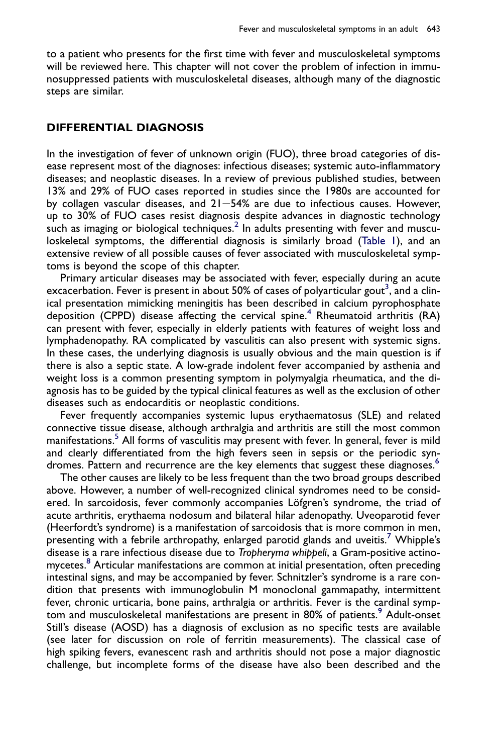to a patient who presents for the first time with fever and musculoskeletal symptoms will be reviewed here. This chapter will not cover the problem of infection in immunosuppressed patients with musculoskeletal diseases, although many of the diagnostic steps are similar.

## DIFFERENTIAL DIAGNOSIS

In the investigation of fever of unknown origin (FUO), three broad categories of disease represent most of the diagnoses: infectious diseases; systemic auto-inflammatory diseases; and neoplastic diseases. In a review of previous published studies, between 13% and 29% of FUO cases reported in studies since the 1980s are accounted for by collagen vascular diseases, and 21–54% are due to infectious causes. However, up to 30% of FUO cases resist diagnosis despite advances in diagnostic technology such as imaging or biological techniques.[2] In adults presenting with fever and musculoskeletal symptoms, the differential diagnosis is similarly broad (Table 1), and an extensive review of all possible causes of fever associated with musculoskeletal symptoms is beyond the scope of this chapter.

Primary articular diseases may be associated with fever, especially during an acute exacerbation. Fever is present in about 50% of cases of polyarticular gout[3], and a clinical presentation mimicking meningitis has been described in calcium pyrophosphate deposition (CPPD) disease affecting the cervical spine.[4] Rheumatoid arthritis (RA) can present with fever, especially in elderly patients with features of weight loss and lymphadenopathy. RA complicated by vasculitis can also present with systemic signs. In these cases, the underlying diagnosis is usually obvious and the main question is if there is also a septic state. A low-grade indolent fever accompanied by asthenia and weight loss is a common presenting symptom in polymyalgia rheumatica, and the diagnosis has to be guided by the typical clinical features as well as the exclusion of other diseases such as endocarditis or neoplastic conditions.

Fever frequently accompanies systemic lupus erythaematosus (SLE) and related connective tissue disease, although arthralgia and arthritis are still the most common manifestations.[5] All forms of vasculitis may present with fever. In general, fever is mild and clearly differentiated from the high fevers seen in sepsis or the periodic syndromes. Pattern and recurrence are the key elements that suggest these diagnoses.[6]

The other causes are likely to be less frequent than the two broad groups described above. However, a number of well-recognized clinical syndromes need to be considered. In sarcoidosis, fever commonly accompanies Löfgren's syndrome, the triad of acute arthritis, erythaema nodosum and bilateral hilar adenopathy. Uveoparotid fever (Heerfordt's syndrome) is a manifestation of sarcoidosis that is more common in men, presenting with a febrile arthropathy, enlarged parotid glands and uveitis.[7] Whipple's disease is a rare infectious disease due to *Tropheryma whippeli*, a Gram-positive actinomycetes.[8] Articular manifestations are common at initial presentation, often preceding intestinal signs, and may be accompanied by fever. Schnitzler's syndrome is a rare condition that presents with immunoglobulin M monoclonal gammapathy, intermittent fever, chronic urticaria, bone pains, arthralgia or arthritis. Fever is the cardinal symptom and musculoskeletal manifestations are present in 80% of patients.[9] Adult-onset Still's disease (AOSD) has a diagnosis of exclusion as no specific tests are available (see later for discussion on role of ferritin measurements). The classical case of high spiking fevers, evanescent rash and arthritis should not pose a major diagnostic challenge, but incomplete forms of the disease have also been described and the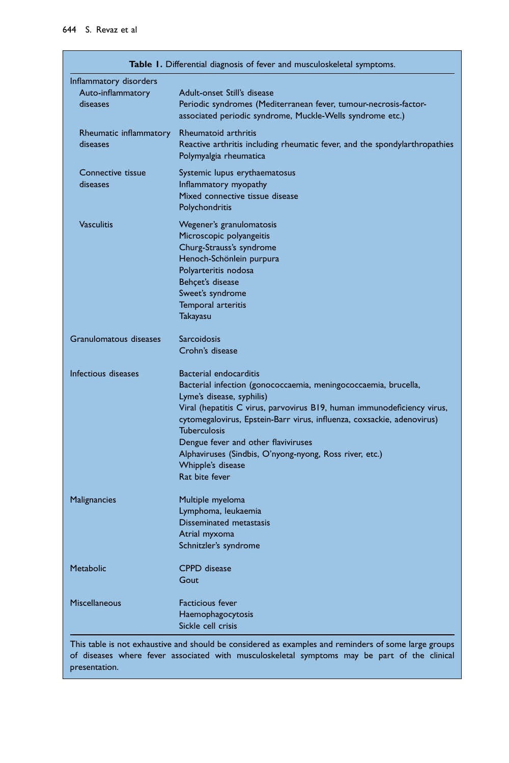**Table 1.** Differential diagnosis of fever and musculoskeletal symptoms.

| | |
|---|---|
| Inflammatory disorders | |
| Auto-inflammatory diseases | Adult-onset Still's disease<br>Periodic syndromes (Mediterranean fever, tumour-necrosis-factor-associated periodic syndrome, Muckle-Wells syndrome etc.) |
| Rheumatic inflammatory diseases | Rheumatoid arthritis<br>Reactive arthritis including rheumatic fever, and the spondylarthropathies<br>Polymyalgia rheumatica |
| Connective tissue diseases | Systemic lupus erythaematosus<br>Inflammatory myopathy<br>Mixed connective tissue disease<br>Polychondritis |
| Vasculitis | Wegener's granulomatosis<br>Microscopic polyangeitis<br>Churg-Strauss's syndrome<br>Henoch-Schönlein purpura<br>Polyarteritis nodosa<br>Behçet's disease<br>Sweet's syndrome<br>Temporal arteritis<br>Takayasu |
| Granulomatous diseases | Sarcoidosis<br>Crohn's disease |
| Infectious diseases | Bacterial endocarditis<br>Bacterial infection (gonococcaemia, meningococcaemia, brucella, Lyme's disease, syphilis)<br>Viral (hepatitis C virus, parvovirus B19, human immunodeficiency virus, cytomegalovirus, Epstein-Barr virus, influenza, coxsackie, adenovirus)<br>Tuberculosis<br>Dengue fever and other flaviviruses<br>Alphaviruses (Sindbis, O'nyong-nyong, Ross river, etc.)<br>Whipple's disease<br>Rat bite fever |
| Malignancies | Multiple myeloma<br>Lymphoma, leukaemia<br>Disseminated metastasis<br>Atrial myxoma<br>Schnitzler's syndrome |
| Metabolic | CPPD disease<br>Gout |
| Miscellaneous | Facticious fever<br>Haemophagocytosis<br>Sickle cell crisis |

This table is not exhaustive and should be considered as examples and reminders of some large groups of diseases where fever associated with musculoskeletal symptoms may be part of the clinical presentation.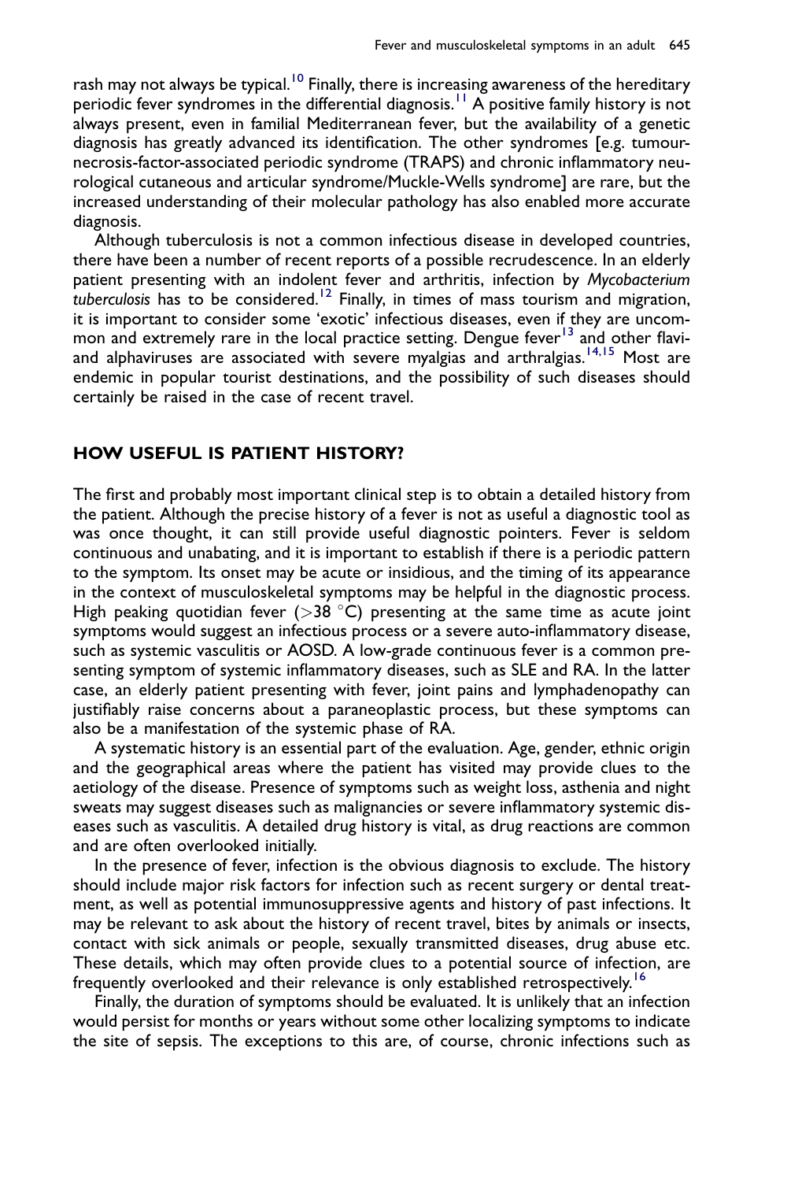rash may not always be typical.[10] Finally, there is increasing awareness of the hereditary periodic fever syndromes in the differential diagnosis.[11] A positive family history is not always present, even in familial Mediterranean fever, but the availability of a genetic diagnosis has greatly advanced its identification. The other syndromes [e.g. tumour-necrosis-factor-associated periodic syndrome (TRAPS) and chronic inflammatory neurological cutaneous and articular syndrome/Muckle-Wells syndrome] are rare, but the increased understanding of their molecular pathology has also enabled more accurate diagnosis.

Although tuberculosis is not a common infectious disease in developed countries, there have been a number of recent reports of a possible recrudescence. In an elderly patient presenting with an indolent fever and arthritis, infection by *Mycobacterium tuberculosis* has to be considered.[12] Finally, in times of mass tourism and migration, it is important to consider some 'exotic' infectious diseases, even if they are uncommon and extremely rare in the local practice setting. Dengue fever[13] and other flavi- and alphaviruses are associated with severe myalgias and arthralgias.[14,15] Most are endemic in popular tourist destinations, and the possibility of such diseases should certainly be raised in the case of recent travel.

## HOW USEFUL IS PATIENT HISTORY?

The first and probably most important clinical step is to obtain a detailed history from the patient. Although the precise history of a fever is not as useful a diagnostic tool as was once thought, it can still provide useful diagnostic pointers. Fever is seldom continuous and unabating, and it is important to establish if there is a periodic pattern to the symptom. Its onset may be acute or insidious, and the timing of its appearance in the context of musculoskeletal symptoms may be helpful in the diagnostic process. High peaking quotidian fever ($>38$ °C) presenting at the same time as acute joint symptoms would suggest an infectious process or a severe auto-inflammatory disease, such as systemic vasculitis or AOSD. A low-grade continuous fever is a common presenting symptom of systemic inflammatory diseases, such as SLE and RA. In the latter case, an elderly patient presenting with fever, joint pains and lymphadenopathy can justifiably raise concerns about a paraneoplastic process, but these symptoms can also be a manifestation of the systemic phase of RA.

A systematic history is an essential part of the evaluation. Age, gender, ethnic origin and the geographical areas where the patient has visited may provide clues to the aetiology of the disease. Presence of symptoms such as weight loss, asthenia and night sweats may suggest diseases such as malignancies or severe inflammatory systemic diseases such as vasculitis. A detailed drug history is vital, as drug reactions are common and are often overlooked initially.

In the presence of fever, infection is the obvious diagnosis to exclude. The history should include major risk factors for infection such as recent surgery or dental treatment, as well as potential immunosuppressive agents and history of past infections. It may be relevant to ask about the history of recent travel, bites by animals or insects, contact with sick animals or people, sexually transmitted diseases, drug abuse etc. These details, which may often provide clues to a potential source of infection, are frequently overlooked and their relevance is only established retrospectively.[16]

Finally, the duration of symptoms should be evaluated. It is unlikely that an infection would persist for months or years without some other localizing symptoms to indicate the site of sepsis. The exceptions to this are, of course, chronic infections such as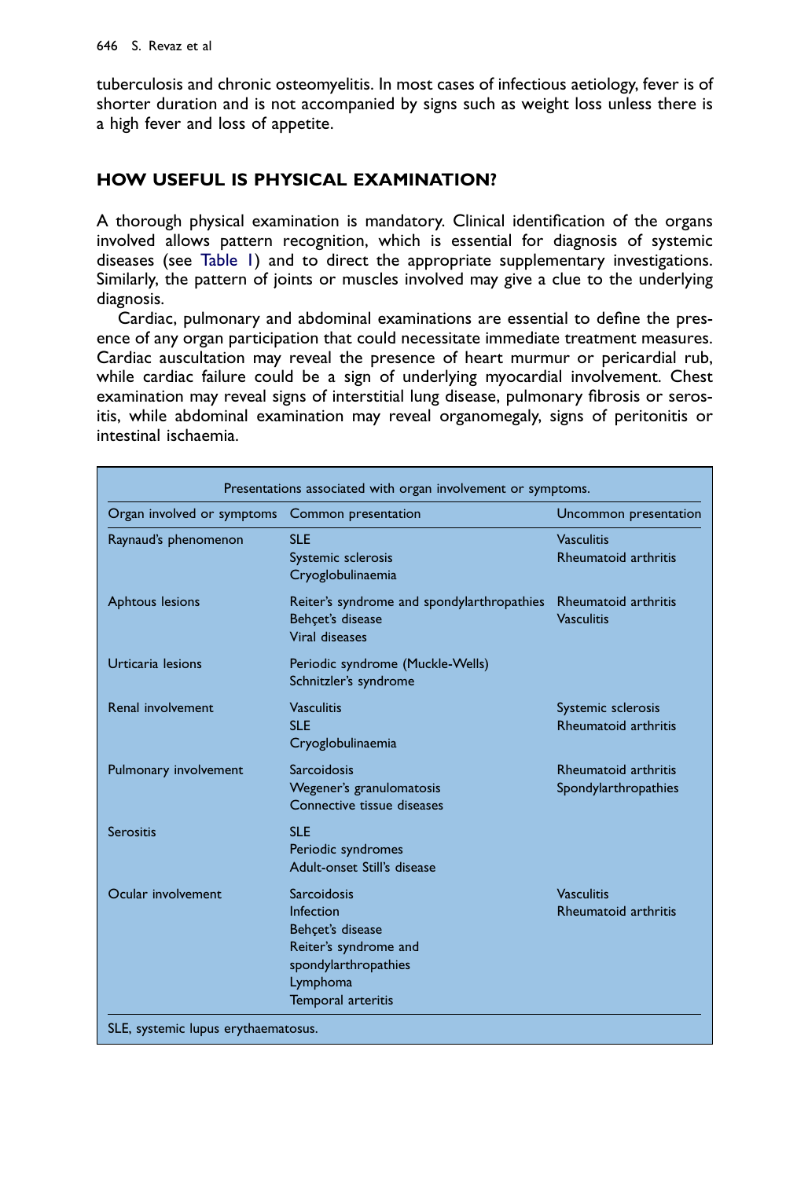tuberculosis and chronic osteomyelitis. In most cases of infectious aetiology, fever is of shorter duration and is not accompanied by signs such as weight loss unless there is a high fever and loss of appetite.

## HOW USEFUL IS PHYSICAL EXAMINATION?

A thorough physical examination is mandatory. Clinical identification of the organs involved allows pattern recognition, which is essential for diagnosis of systemic diseases (see Table 1) and to direct the appropriate supplementary investigations. Similarly, the pattern of joints or muscles involved may give a clue to the underlying diagnosis.

Cardiac, pulmonary and abdominal examinations are essential to define the presence of any organ participation that could necessitate immediate treatment measures. Cardiac auscultation may reveal the presence of heart murmur or pericardial rub, while cardiac failure could be a sign of underlying myocardial involvement. Chest examination may reveal signs of interstitial lung disease, pulmonary fibrosis or serositis, while abdominal examination may reveal organomegaly, signs of peritonitis or intestinal ischaemia.

Presentations associated with organ involvement or symptoms.

| Organ involved or symptoms | Common presentation | Uncommon presentation |
|---|---|---|
| Raynaud's phenomenon | SLE<br>Systemic sclerosis<br>Cryoglobulinaemia | Vasculitis<br>Rheumatoid arthritis |
| Aphtous lesions | Reiter's syndrome and spondylarthropathies<br>Behçet's disease<br>Viral diseases | Rheumatoid arthritis<br>Vasculitis |
| Urticaria lesions | Periodic syndrome (Muckle-Wells)<br>Schnitzler's syndrome | |
| Renal involvement | Vasculitis<br>SLE<br>Cryoglobulinaemia | Systemic sclerosis<br>Rheumatoid arthritis |
| Pulmonary involvement | Sarcoidosis<br>Wegener's granulomatosis<br>Connective tissue diseases | Rheumatoid arthritis<br>Spondylarthropathies |
| Serositis | SLE<br>Periodic syndromes<br>Adult-onset Still's disease | |
| Ocular involvement | Sarcoidosis<br>Infection<br>Behçet's disease<br>Reiter's syndrome and spondylarthropathies<br>Lymphoma<br>Temporal arteritis | Vasculitis<br>Rheumatoid arthritis |

SLE, systemic lupus erythaematosus.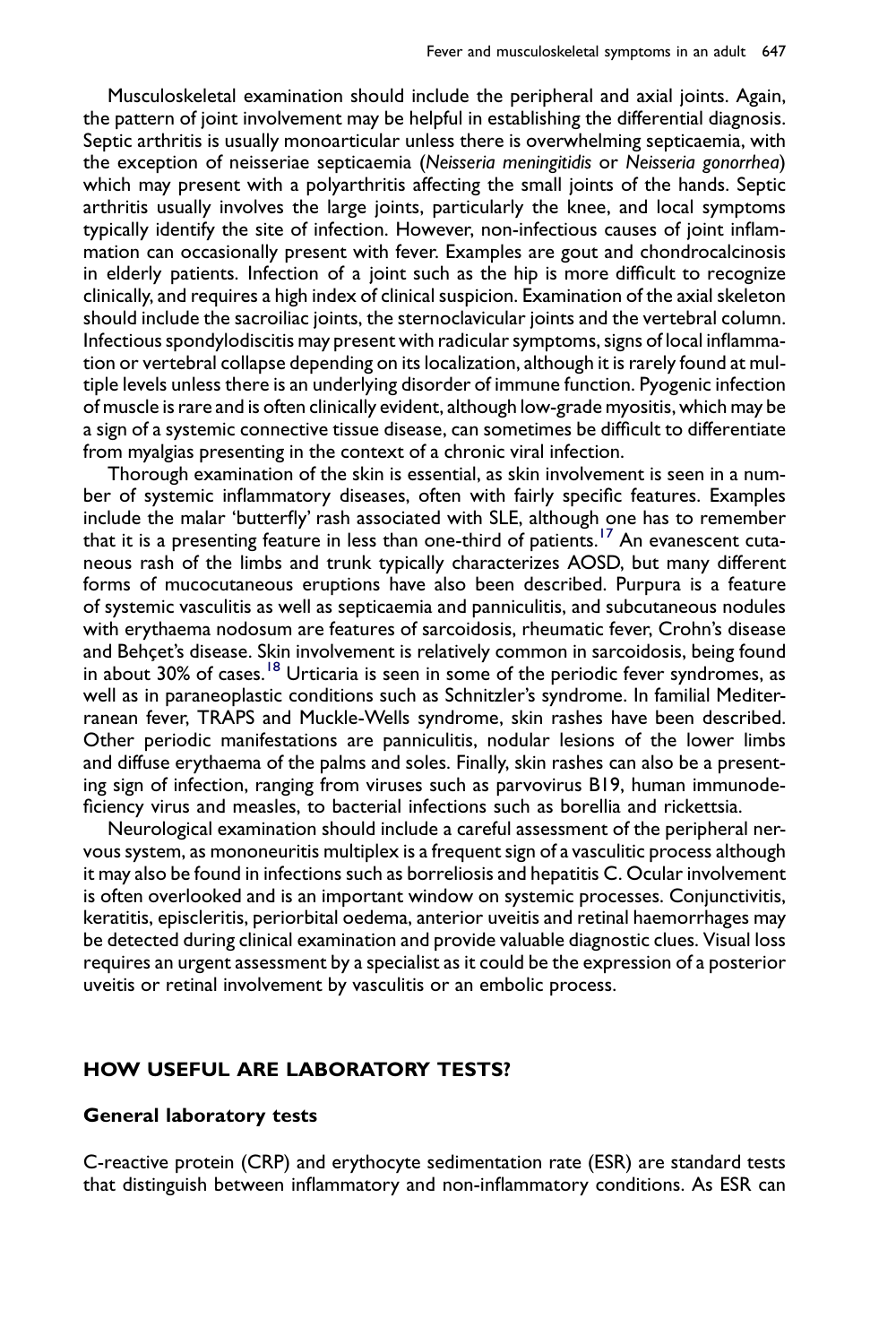Musculoskeletal examination should include the peripheral and axial joints. Again, the pattern of joint involvement may be helpful in establishing the differential diagnosis. Septic arthritis is usually monoarticular unless there is overwhelming septicaemia, with the exception of neisseriae septicaemia (*Neisseria meningitidis* or *Neisseria gonorrhea*) which may present with a polyarthritis affecting the small joints of the hands. Septic arthritis usually involves the large joints, particularly the knee, and local symptoms typically identify the site of infection. However, non-infectious causes of joint inflammation can occasionally present with fever. Examples are gout and chondrocalcinosis in elderly patients. Infection of a joint such as the hip is more difficult to recognize clinically, and requires a high index of clinical suspicion. Examination of the axial skeleton should include the sacroiliac joints, the sternoclavicular joints and the vertebral column. Infectious spondylodiscitis may present with radicular symptoms, signs of local inflammation or vertebral collapse depending on its localization, although it is rarely found at multiple levels unless there is an underlying disorder of immune function. Pyogenic infection of muscle is rare and is often clinically evident, although low-grade myositis, which may be a sign of a systemic connective tissue disease, can sometimes be difficult to differentiate from myalgias presenting in the context of a chronic viral infection.

Thorough examination of the skin is essential, as skin involvement is seen in a number of systemic inflammatory diseases, often with fairly specific features. Examples include the malar 'butterfly' rash associated with SLE, although one has to remember that it is a presenting feature in less than one-third of patients.[17] An evanescent cutaneous rash of the limbs and trunk typically characterizes AOSD, but many different forms of mucocutaneous eruptions have also been described. Purpura is a feature of systemic vasculitis as well as septicaemia and panniculitis, and subcutaneous nodules with erythaema nodosum are features of sarcoidosis, rheumatic fever, Crohn's disease and Behçet's disease. Skin involvement is relatively common in sarcoidosis, being found in about 30% of cases.[18] Urticaria is seen in some of the periodic fever syndromes, as well as in paraneoplastic conditions such as Schnitzler's syndrome. In familial Mediterranean fever, TRAPS and Muckle-Wells syndrome, skin rashes have been described. Other periodic manifestations are panniculitis, nodular lesions of the lower limbs and diffuse erythaema of the palms and soles. Finally, skin rashes can also be a presenting sign of infection, ranging from viruses such as parvovirus B19, human immunodeficiency virus and measles, to bacterial infections such as borellia and rickettsia.

Neurological examination should include a careful assessment of the peripheral nervous system, as mononeuritis multiplex is a frequent sign of a vasculitic process although it may also be found in infections such as borreliosis and hepatitis C. Ocular involvement is often overlooked and is an important window on systemic processes. Conjunctivitis, keratitis, episcleritis, periorbital oedema, anterior uveitis and retinal haemorrhages may be detected during clinical examination and provide valuable diagnostic clues. Visual loss requires an urgent assessment by a specialist as it could be the expression of a posterior uveitis or retinal involvement by vasculitis or an embolic process.

## HOW USEFUL ARE LABORATORY TESTS?

### General laboratory tests

C-reactive protein (CRP) and erythocyte sedimentation rate (ESR) are standard tests that distinguish between inflammatory and non-inflammatory conditions. As ESR can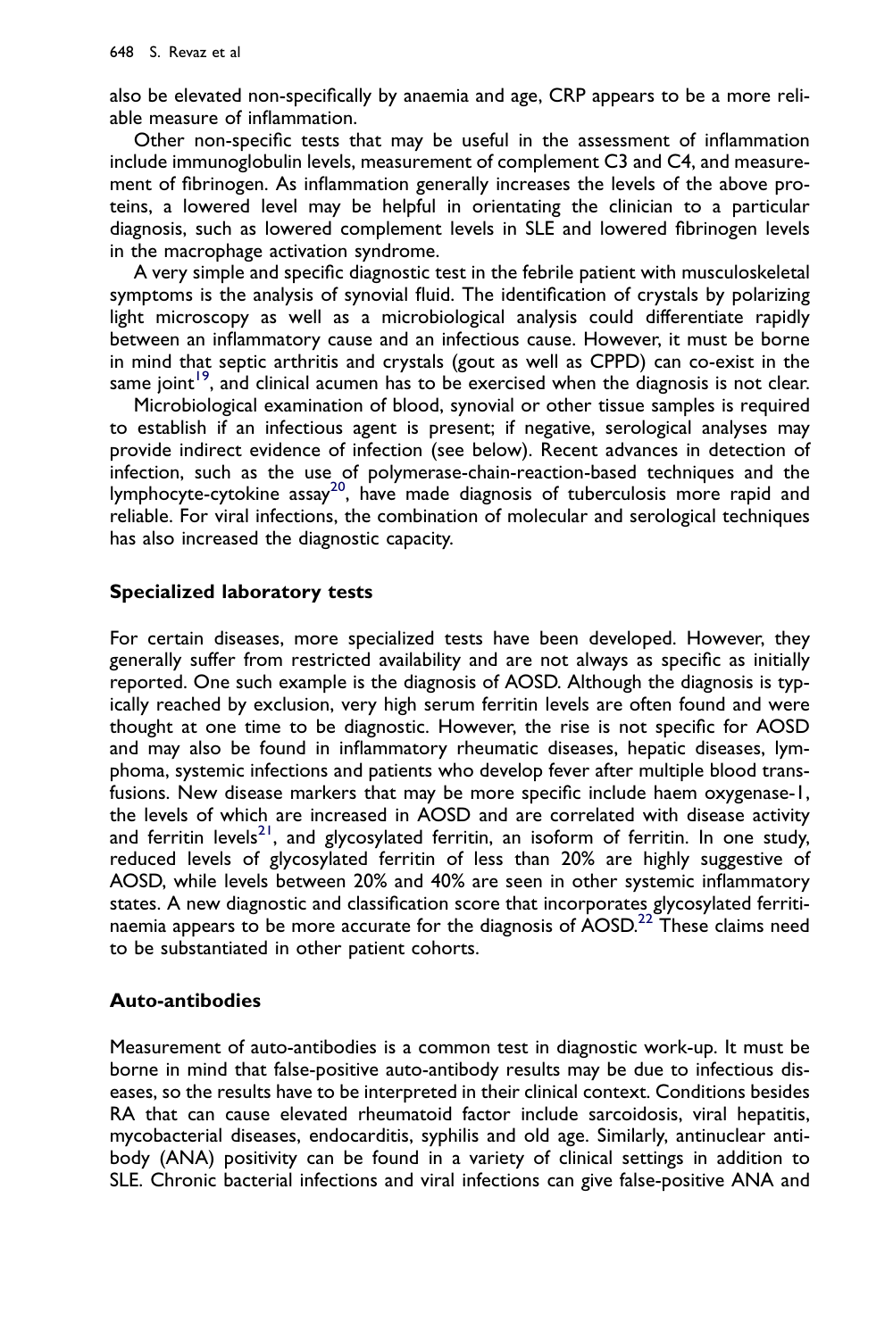also be elevated non-specifically by anaemia and age, CRP appears to be a more reliable measure of inflammation.

Other non-specific tests that may be useful in the assessment of inflammation include immunoglobulin levels, measurement of complement C3 and C4, and measurement of fibrinogen. As inflammation generally increases the levels of the above proteins, a lowered level may be helpful in orientating the clinician to a particular diagnosis, such as lowered complement levels in SLE and lowered fibrinogen levels in the macrophage activation syndrome.

A very simple and specific diagnostic test in the febrile patient with musculoskeletal symptoms is the analysis of synovial fluid. The identification of crystals by polarizing light microscopy as well as a microbiological analysis could differentiate rapidly between an inflammatory cause and an infectious cause. However, it must be borne in mind that septic arthritis and crystals (gout as well as CPPD) can co-exist in the same joint[19], and clinical acumen has to be exercised when the diagnosis is not clear.

Microbiological examination of blood, synovial or other tissue samples is required to establish if an infectious agent is present; if negative, serological analyses may provide indirect evidence of infection (see below). Recent advances in detection of infection, such as the use of polymerase-chain-reaction-based techniques and the lymphocyte-cytokine assay[20], have made diagnosis of tuberculosis more rapid and reliable. For viral infections, the combination of molecular and serological techniques has also increased the diagnostic capacity.

## Specialized laboratory tests

For certain diseases, more specialized tests have been developed. However, they generally suffer from restricted availability and are not always as specific as initially reported. One such example is the diagnosis of AOSD. Although the diagnosis is typically reached by exclusion, very high serum ferritin levels are often found and were thought at one time to be diagnostic. However, the rise is not specific for AOSD and may also be found in inflammatory rheumatic diseases, hepatic diseases, lymphoma, systemic infections and patients who develop fever after multiple blood transfusions. New disease markers that may be more specific include haem oxygenase-1, the levels of which are increased in AOSD and are correlated with disease activity and ferritin levels[21], and glycosylated ferritin, an isoform of ferritin. In one study, reduced levels of glycosylated ferritin of less than 20% are highly suggestive of AOSD, while levels between 20% and 40% are seen in other systemic inflammatory states. A new diagnostic and classification score that incorporates glycosylated ferritinaemia appears to be more accurate for the diagnosis of AOSD.[22] These claims need to be substantiated in other patient cohorts.

## Auto-antibodies

Measurement of auto-antibodies is a common test in diagnostic work-up. It must be borne in mind that false-positive auto-antibody results may be due to infectious diseases, so the results have to be interpreted in their clinical context. Conditions besides RA that can cause elevated rheumatoid factor include sarcoidosis, viral hepatitis, mycobacterial diseases, endocarditis, syphilis and old age. Similarly, antinuclear antibody (ANA) positivity can be found in a variety of clinical settings in addition to SLE. Chronic bacterial infections and viral infections can give false-positive ANA and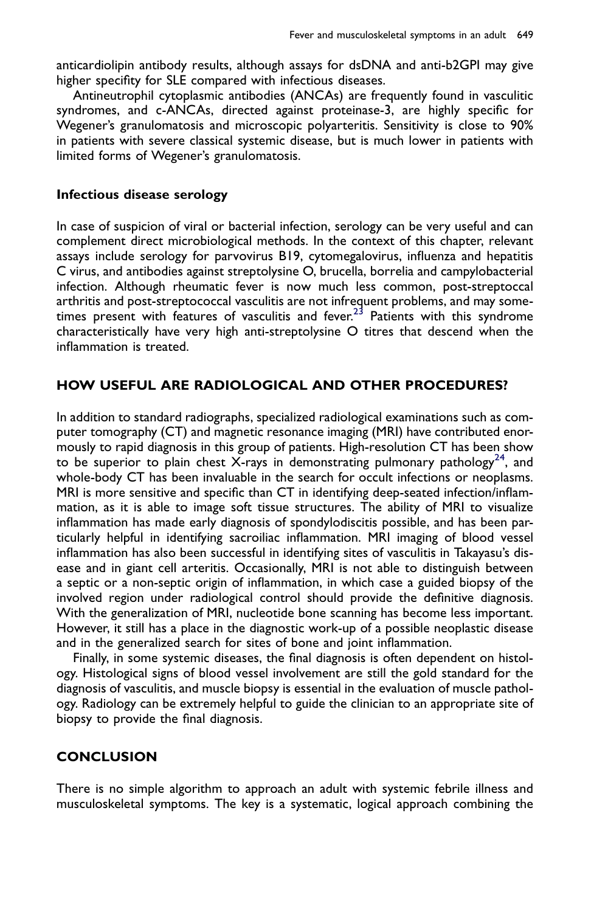anticardiolipin antibody results, although assays for dsDNA and anti-b2GPI may give higher specifity for SLE compared with infectious diseases.

Antineutrophil cytoplasmic antibodies (ANCAs) are frequently found in vasculitic syndromes, and c-ANCAs, directed against proteinase-3, are highly specific for Wegener's granulomatosis and microscopic polyarteritis. Sensitivity is close to 90% in patients with severe classical systemic disease, but is much lower in patients with limited forms of Wegener's granulomatosis.

### Infectious disease serology

In case of suspicion of viral or bacterial infection, serology can be very useful and can complement direct microbiological methods. In the context of this chapter, relevant assays include serology for parvovirus B19, cytomegalovirus, influenza and hepatitis C virus, and antibodies against streptolysine O, brucella, borrelia and campylobacterial infection. Although rheumatic fever is now much less common, post-streptoccal arthritis and post-streptococcal vasculitis are not infrequent problems, and may sometimes present with features of vasculitis and fever.[23] Patients with this syndrome characteristically have very high anti-streptolysine O titres that descend when the inflammation is treated.

## HOW USEFUL ARE RADIOLOGICAL AND OTHER PROCEDURES?

In addition to standard radiographs, specialized radiological examinations such as computer tomography (CT) and magnetic resonance imaging (MRI) have contributed enormously to rapid diagnosis in this group of patients. High-resolution CT has been show to be superior to plain chest X-rays in demonstrating pulmonary pathology[24], and whole-body CT has been invaluable in the search for occult infections or neoplasms. MRI is more sensitive and specific than CT in identifying deep-seated infection/inflammation, as it is able to image soft tissue structures. The ability of MRI to visualize inflammation has made early diagnosis of spondylodiscitis possible, and has been particularly helpful in identifying sacroiliac inflammation. MRI imaging of blood vessel inflammation has also been successful in identifying sites of vasculitis in Takayasu's disease and in giant cell arteritis. Occasionally, MRI is not able to distinguish between a septic or a non-septic origin of inflammation, in which case a guided biopsy of the involved region under radiological control should provide the definitive diagnosis. With the generalization of MRI, nucleotide bone scanning has become less important. However, it still has a place in the diagnostic work-up of a possible neoplastic disease and in the generalized search for sites of bone and joint inflammation.

Finally, in some systemic diseases, the final diagnosis is often dependent on histology. Histological signs of blood vessel involvement are still the gold standard for the diagnosis of vasculitis, and muscle biopsy is essential in the evaluation of muscle pathology. Radiology can be extremely helpful to guide the clinician to an appropriate site of biopsy to provide the final diagnosis.

## CONCLUSION

There is no simple algorithm to approach an adult with systemic febrile illness and musculoskeletal symptoms. The key is a systematic, logical approach combining the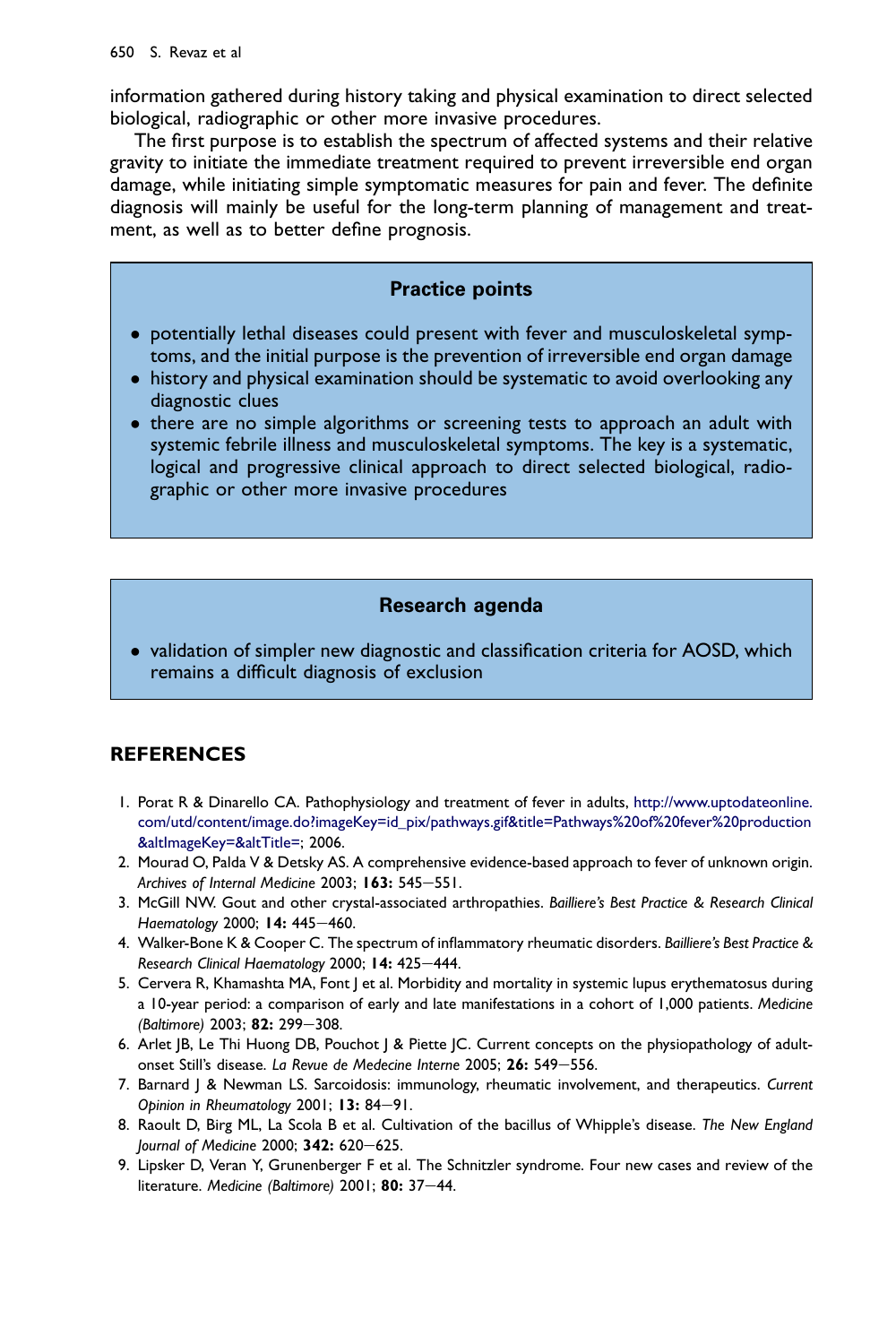information gathered during history taking and physical examination to direct selected biological, radiographic or other more invasive procedures.

The first purpose is to establish the spectrum of affected systems and their relative gravity to initiate the immediate treatment required to prevent irreversible end organ damage, while initiating simple symptomatic measures for pain and fever. The definite diagnosis will mainly be useful for the long-term planning of management and treatment, as well as to better define prognosis.

### Practice points

- potentially lethal diseases could present with fever and musculoskeletal symptoms, and the initial purpose is the prevention of irreversible end organ damage
- history and physical examination should be systematic to avoid overlooking any diagnostic clues
- there are no simple algorithms or screening tests to approach an adult with systemic febrile illness and musculoskeletal symptoms. The key is a systematic, logical and progressive clinical approach to direct selected biological, radiographic or other more invasive procedures

### Research agenda

- validation of simpler new diagnostic and classification criteria for AOSD, which remains a difficult diagnosis of exclusion

## REFERENCES

1. Porat R & Dinarello CA. Pathophysiology and treatment of fever in adults, http://www.uptodateonline.com/utd/content/image.do?imageKey=id_pix/pathways.gif&title=Pathways%20of%20fever%20production&altImageKey=&altTitle=; 2006.
2. Mourad O, Palda V & Detsky AS. A comprehensive evidence-based approach to fever of unknown origin. *Archives of Internal Medicine* 2003; **163:** 545–551.
3. McGill NW. Gout and other crystal-associated arthropathies. *Bailliere's Best Practice & Research Clinical Haematology* 2000; **14:** 445–460.
4. Walker-Bone K & Cooper C. The spectrum of inflammatory rheumatic disorders. *Bailliere's Best Practice & Research Clinical Haematology* 2000; **14:** 425–444.
5. Cervera R, Khamashta MA, Font J et al. Morbidity and mortality in systemic lupus erythematosus during a 10-year period: a comparison of early and late manifestations in a cohort of 1,000 patients. *Medicine (Baltimore)* 2003; **82:** 299–308.
6. Arlet JB, Le Thi Huong DB, Pouchot J & Piette JC. Current concepts on the physiopathology of adult-onset Still's disease. *La Revue de Medecine Interne* 2005; **26:** 549–556.
7. Barnard J & Newman LS. Sarcoidosis: immunology, rheumatic involvement, and therapeutics. *Current Opinion in Rheumatology* 2001; **13:** 84–91.
8. Raoult D, Birg ML, La Scola B et al. Cultivation of the bacillus of Whipple's disease. *The New England Journal of Medicine* 2000; **342:** 620–625.
9. Lipsker D, Veran Y, Grunenberger F et al. The Schnitzler syndrome. Four new cases and review of the literature. *Medicine (Baltimore)* 2001; **80:** 37–44.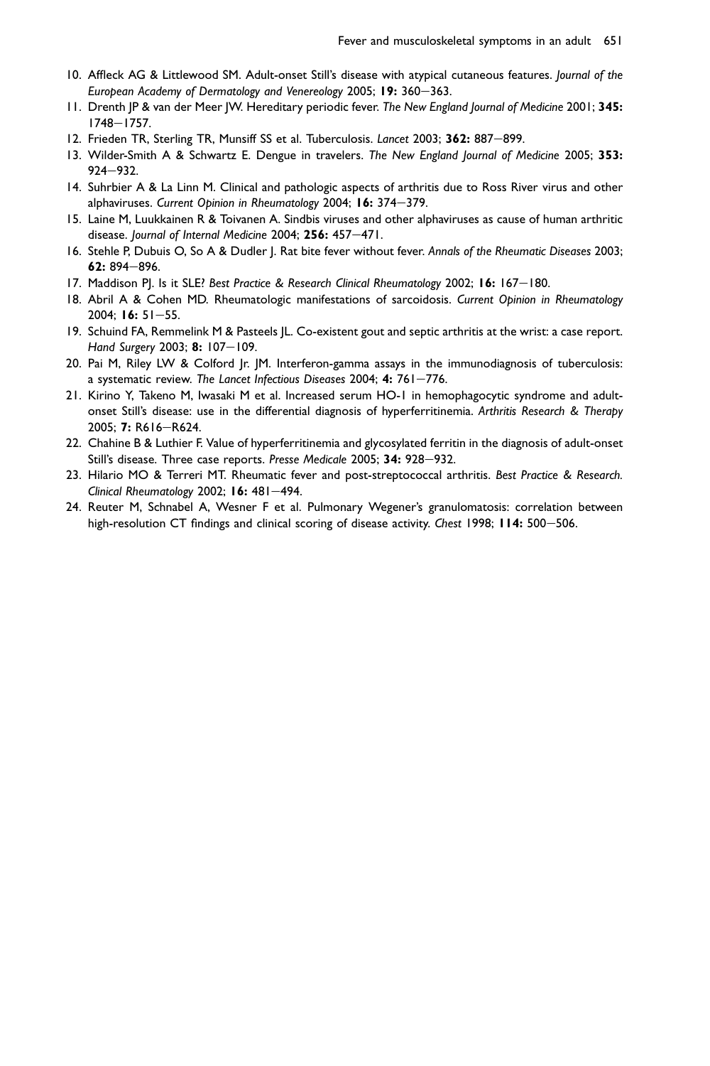10. Affleck AG & Littlewood SM. Adult-onset Still's disease with atypical cutaneous features. *Journal of the European Academy of Dermatology and Venereology* 2005; **19:** 360–363.
11. Drenth JP & van der Meer JW. Hereditary periodic fever. *The New England Journal of Medicine* 2001; **345:** 1748–1757.
12. Frieden TR, Sterling TR, Munsiff SS et al. Tuberculosis. *Lancet* 2003; **362:** 887–899.
13. Wilder-Smith A & Schwartz E. Dengue in travelers. *The New England Journal of Medicine* 2005; **353:** 924–932.
14. Suhrbier A & La Linn M. Clinical and pathologic aspects of arthritis due to Ross River virus and other alphaviruses. *Current Opinion in Rheumatology* 2004; **16:** 374–379.
15. Laine M, Luukkainen R & Toivanen A. Sindbis viruses and other alphaviruses as cause of human arthritic disease. *Journal of Internal Medicine* 2004; **256:** 457–471.
16. Stehle P, Dubuis O, So A & Dudler J. Rat bite fever without fever. *Annals of the Rheumatic Diseases* 2003; **62:** 894–896.
17. Maddison PJ. Is it SLE? *Best Practice & Research Clinical Rheumatology* 2002; **16:** 167–180.
18. Abril A & Cohen MD. Rheumatologic manifestations of sarcoidosis. *Current Opinion in Rheumatology* 2004; **16:** 51–55.
19. Schuind FA, Remmelink M & Pasteels JL. Co-existent gout and septic arthritis at the wrist: a case report. *Hand Surgery* 2003; **8:** 107–109.
20. Pai M, Riley LW & Colford Jr. JM. Interferon-gamma assays in the immunodiagnosis of tuberculosis: a systematic review. *The Lancet Infectious Diseases* 2004; **4:** 761–776.
21. Kirino Y, Takeno M, Iwasaki M et al. Increased serum HO-1 in hemophagocytic syndrome and adult-onset Still's disease: use in the differential diagnosis of hyperferritinemia. *Arthritis Research & Therapy* 2005; **7:** R616–R624.
22. Chahine B & Luthier F. Value of hyperferritinemia and glycosylated ferritin in the diagnosis of adult-onset Still's disease. Three case reports. *Presse Medicale* 2005; **34:** 928–932.
23. Hilario MO & Terreri MT. Rheumatic fever and post-streptococcal arthritis. *Best Practice & Research. Clinical Rheumatology* 2002; **16:** 481–494.
24. Reuter M, Schnabel A, Wesner F et al. Pulmonary Wegener's granulomatosis: correlation between high-resolution CT findings and clinical scoring of disease activity. *Chest* 1998; **114:** 500–506.